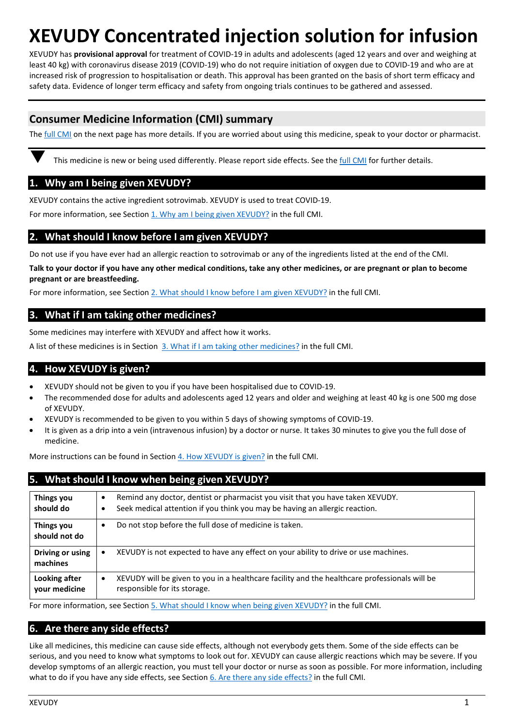# XEVUDY Concentrated injection solution for infusion

XEVUDY has **provisional approval** for treatment of COVID-19 in adults and adolescents (aged 12 years and over and weighing at least 40 kg) with coronavirus disease 2019 (COVID-19) who do not require initiation of oxygen due to COVID-19 and who are at increased risk of progression to hospitalisation or death. This approval has been granted on the basis of short term efficacy and safety data. Evidence of longer term efficacy and safety from ongoing trials continues to be gathered and assessed.

## Consumer Medicine Information (CMI) summary

The full CMI on the next page has more details. If you are worried about using this medicine, speak to your doctor or pharmacist.

▼ This medicine is new or being used differently. Please report side effects. See the full CMI for further details.

## 1. Why am I being given XEVUDY?

XEVUDY contains the active ingredient sotrovimab. XEVUDY is used to treat COVID-19.

For more information, see Section 1. Why am I being given XEVUDY? in the full CMI.

## 2. What should I know before I am given XEVUDY?

Do not use if you have ever had an allergic reaction to sotrovimab or any of the ingredients listed at the end of the CMI.

**Talk to your doctor if you have any other medical conditions, take any other medicines, or are pregnant or plan to become pregnant or are breastfeeding.**

For more information, see Section 2. What should I know before I am given XEVUDY? in the full CMI.

## 3. What if I am taking other medicines?

Some medicines may interfere with XEVUDY and affect how it works.

A list of these medicines is in Section 3. What if I am taking other medicines? in the full CMI.

## 4. How XEVUDY is given?

- XEVUDY should not be given to you if you have been hospitalised due to COVID-19.
- The recommended dose for adults and adolescents aged 12 years and older and weighing at least 40 kg is one 500 mg dose of XEVUDY.
- XEVUDY is recommended to be given to you within 5 days of showing symptoms of COVID-19.
- It is given as a drip into a vein (intravenous infusion) by a doctor or nurse. It takes 30 minutes to give you the full dose of medicine.

More instructions can be found in Section 4. How XEVUDY is given? in the full CMI.

## 5. What should I know when being given XEVUDY?

| | |
|---|---|
| **Things you should do** | • Remind any doctor, dentist or pharmacist you visit that you have taken XEVUDY. <br> • Seek medical attention if you think you may be having an allergic reaction. |
| **Things you should not do** | • Do not stop before the full dose of medicine is taken. |
| **Driving or using machines** | • XEVUDY is not expected to have any effect on your ability to drive or use machines. |
| **Looking after your medicine** | • XEVUDY will be given to you in a healthcare facility and the healthcare professionals will be responsible for its storage. |

For more information, see Section 5. What should I know when being given XEVUDY? in the full CMI.

## 6. Are there any side effects?

Like all medicines, this medicine can cause side effects, although not everybody gets them. Some of the side effects can be serious, and you need to know what symptoms to look out for. XEVUDY can cause allergic reactions which may be severe. If you develop symptoms of an allergic reaction, you must tell your doctor or nurse as soon as possible. For more information, including what to do if you have any side effects, see Section 6. Are there any side effects? in the full CMI.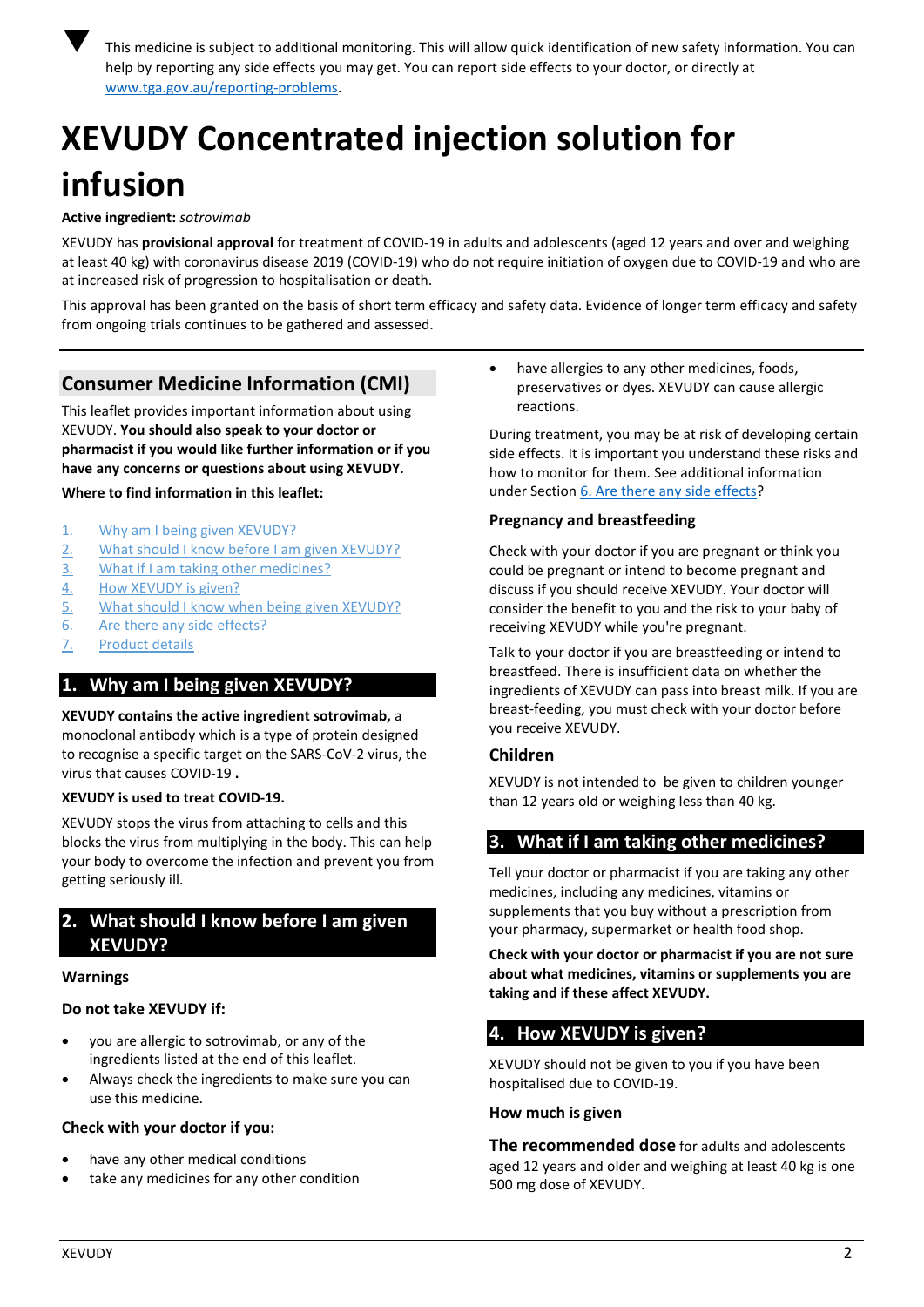▼ This medicine is subject to additional monitoring. This will allow quick identification of new safety information. You can help by reporting any side effects you may get. You can report side effects to your doctor, or directly at www.tga.gov.au/reporting-problems.

# XEVUDY Concentrated injection solution for infusion

**Active ingredient:** *sotrovimab*

XEVUDY has **provisional approval** for treatment of COVID-19 in adults and adolescents (aged 12 years and over and weighing at least 40 kg) with coronavirus disease 2019 (COVID-19) who do not require initiation of oxygen due to COVID-19 and who are at increased risk of progression to hospitalisation or death.

This approval has been granted on the basis of short term efficacy and safety data. Evidence of longer term efficacy and safety from ongoing trials continues to be gathered and assessed.

## Consumer Medicine Information (CMI)

This leaflet provides important information about using XEVUDY. **You should also speak to your doctor or pharmacist if you would like further information or if you have any concerns or questions about using XEVUDY.**

**Where to find information in this leaflet:**

1. Why am I being given XEVUDY?
2. What should I know before I am given XEVUDY?
3. What if I am taking other medicines?
4. How XEVUDY is given?
5. What should I know when being given XEVUDY?
6. Are there any side effects?
7. Product details

## 1. Why am I being given XEVUDY?

**XEVUDY contains the active ingredient sotrovimab,** a monoclonal antibody which is a type of protein designed to recognise a specific target on the SARS-CoV-2 virus, the virus that causes COVID-19 **.**

**XEVUDY is used to treat COVID-19.**

XEVUDY stops the virus from attaching to cells and this blocks the virus from multiplying in the body. This can help your body to overcome the infection and prevent you from getting seriously ill.

## 2. What should I know before I am given XEVUDY?

### Warnings

### Do not take XEVUDY if:

- you are allergic to sotrovimab, or any of the ingredients listed at the end of this leaflet.
- Always check the ingredients to make sure you can use this medicine.

### Check with your doctor if you:

- have any other medical conditions
- take any medicines for any other condition
- have allergies to any other medicines, foods, preservatives or dyes. XEVUDY can cause allergic reactions.

During treatment, you may be at risk of developing certain side effects. It is important you understand these risks and how to monitor for them. See additional information under Section 6. Are there any side effects?

### Pregnancy and breastfeeding

Check with your doctor if you are pregnant or think you could be pregnant or intend to become pregnant and discuss if you should receive XEVUDY. Your doctor will consider the benefit to you and the risk to your baby of receiving XEVUDY while you're pregnant.

Talk to your doctor if you are breastfeeding or intend to breastfeed. There is insufficient data on whether the ingredients of XEVUDY can pass into breast milk. If you are breast-feeding, you must check with your doctor before you receive XEVUDY.

### Children

XEVUDY is not intended to be given to children younger than 12 years old or weighing less than 40 kg.

## 3. What if I am taking other medicines?

Tell your doctor or pharmacist if you are taking any other medicines, including any medicines, vitamins or supplements that you buy without a prescription from your pharmacy, supermarket or health food shop.

**Check with your doctor or pharmacist if you are not sure about what medicines, vitamins or supplements you are taking and if these affect XEVUDY.**

## 4. How XEVUDY is given?

XEVUDY should not be given to you if you have been hospitalised due to COVID-19.

### How much is given

**The recommended dose** for adults and adolescents aged 12 years and older and weighing at least 40 kg is one 500 mg dose of XEVUDY.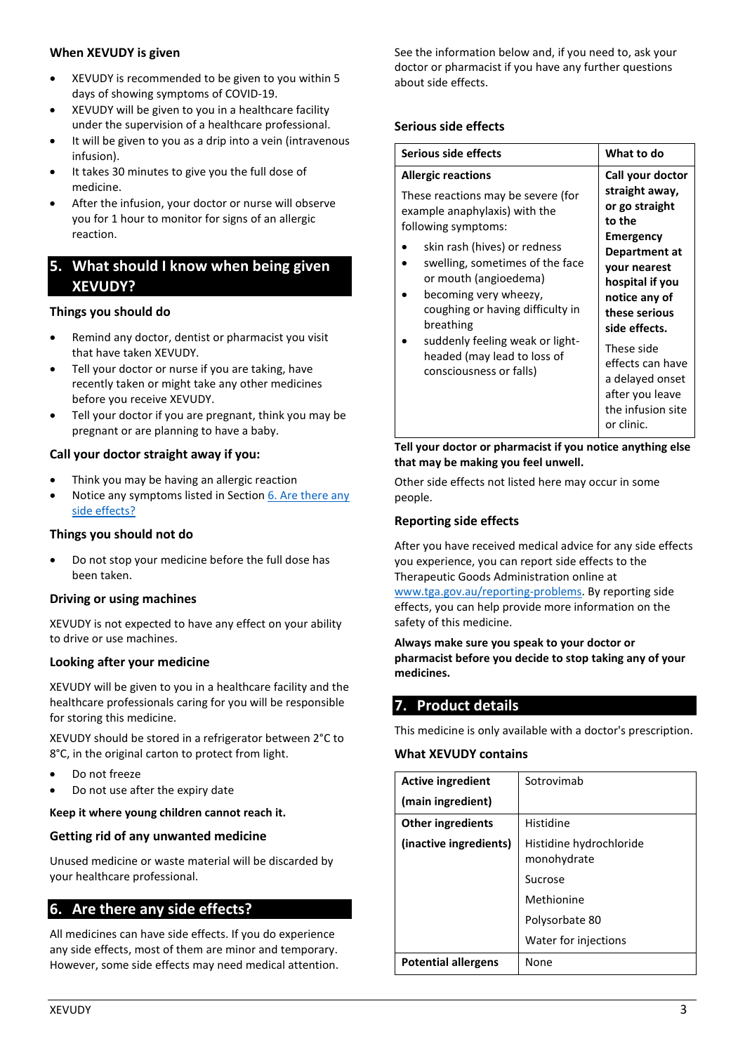### When XEVUDY is given

- XEVUDY is recommended to be given to you within 5 days of showing symptoms of COVID-19.
- XEVUDY will be given to you in a healthcare facility under the supervision of a healthcare professional.
- It will be given to you as a drip into a vein (intravenous infusion).
- It takes 30 minutes to give you the full dose of medicine.
- After the infusion, your doctor or nurse will observe you for 1 hour to monitor for signs of an allergic reaction.

## 5. What should I know when being given XEVUDY?

### Things you should do

- Remind any doctor, dentist or pharmacist you visit that have taken XEVUDY.
- Tell your doctor or nurse if you are taking, have recently taken or might take any other medicines before you receive XEVUDY.
- Tell your doctor if you are pregnant, think you may be pregnant or are planning to have a baby.

### Call your doctor straight away if you:

- Think you may be having an allergic reaction
- Notice any symptoms listed in Section 6. Are there any side effects?

### Things you should not do

- Do not stop your medicine before the full dose has been taken.

### Driving or using machines

XEVUDY is not expected to have any effect on your ability to drive or use machines.

### Looking after your medicine

XEVUDY will be given to you in a healthcare facility and the healthcare professionals caring for you will be responsible for storing this medicine.

XEVUDY should be stored in a refrigerator between 2°C to 8°C, in the original carton to protect from light.

- Do not freeze
- Do not use after the expiry date

**Keep it where young children cannot reach it.**

### Getting rid of any unwanted medicine

Unused medicine or waste material will be discarded by your healthcare professional.

## 6. Are there any side effects?

All medicines can have side effects. If you do experience any side effects, most of them are minor and temporary. However, some side effects may need medical attention.

See the information below and, if you need to, ask your doctor or pharmacist if you have any further questions about side effects.

### Serious side effects

| Serious side effects | What to do |
|---|---|
| **Allergic reactions**<br>These reactions may be severe (for example anaphylaxis) with the following symptoms:<br>• skin rash (hives) or redness<br>• swelling, sometimes of the face or mouth (angioedema)<br>• becoming very wheezy, coughing or having difficulty in breathing<br>• suddenly feeling weak or light-headed (may lead to loss of consciousness or falls) | **Call your doctor straight away, or go straight to the Emergency Department at your nearest hospital if you notice any of these serious side effects.**<br>These side effects can have a delayed onset after you leave the infusion site or clinic. |

**Tell your doctor or pharmacist if you notice anything else that may be making you feel unwell.**

Other side effects not listed here may occur in some people.

### Reporting side effects

After you have received medical advice for any side effects you experience, you can report side effects to the Therapeutic Goods Administration online at www.tga.gov.au/reporting-problems. By reporting side effects, you can help provide more information on the safety of this medicine.

**Always make sure you speak to your doctor or pharmacist before you decide to stop taking any of your medicines.**

## 7. Product details

This medicine is only available with a doctor's prescription.

### What XEVUDY contains

| | |
|---|---|
| **Active ingredient**<br>**(main ingredient)** | Sotrovimab |
| **Other ingredients**<br>**(inactive ingredients)** | Histidine<br>Histidine hydrochloride monohydrate<br>Sucrose<br>Methionine<br>Polysorbate 80<br>Water for injections |
| **Potential allergens** | None |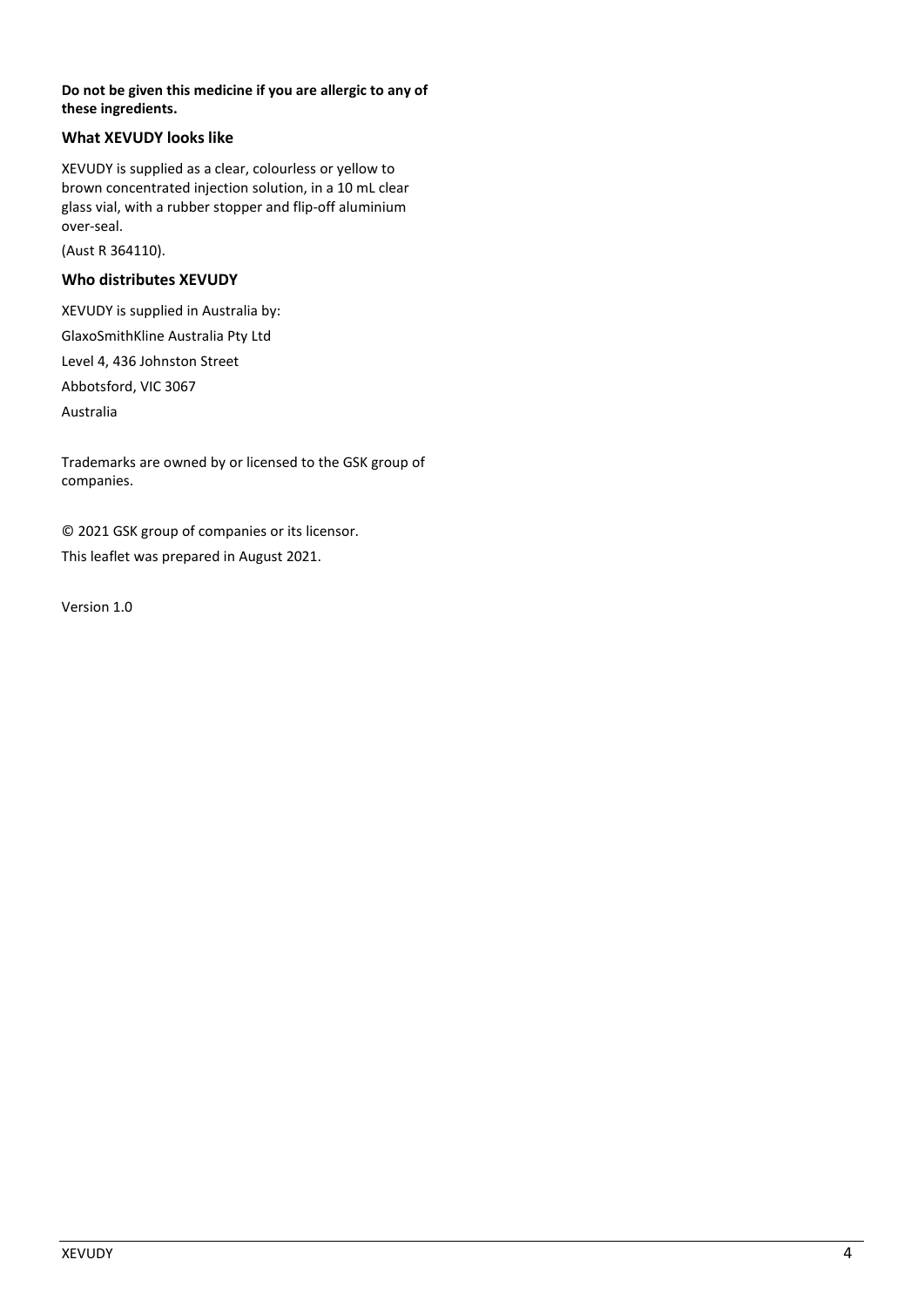**Do not be given this medicine if you are allergic to any of these ingredients.**

### What XEVUDY looks like

XEVUDY is supplied as a clear, colourless or yellow to brown concentrated injection solution, in a 10 mL clear glass vial, with a rubber stopper and flip-off aluminium over-seal.

(Aust R 364110).

### Who distributes XEVUDY

XEVUDY is supplied in Australia by:

GlaxoSmithKline Australia Pty Ltd

Level 4, 436 Johnston Street

Abbotsford, VIC 3067

Australia

Trademarks are owned by or licensed to the GSK group of companies.

© 2021 GSK group of companies or its licensor.

This leaflet was prepared in August 2021.

Version 1.0